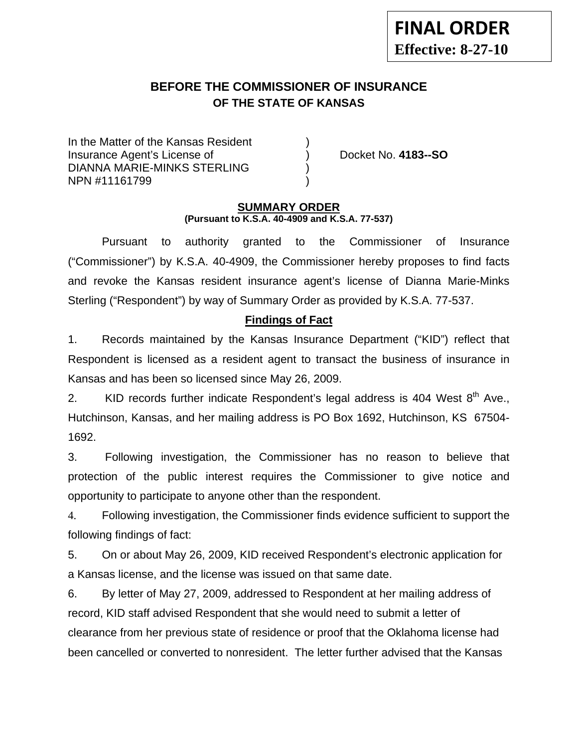**FINAL ORDER**
**Effective: 8-27-10**

# BEFORE THE COMMISSIONER OF INSURANCE
## OF THE STATE OF KANSAS

In the Matter of the Kansas Resident )
Insurance Agent's License of ) Docket No. **4183--SO**
DIANNA MARIE-MINKS STERLING )
NPN #11161799 )

**SUMMARY ORDER**
**(Pursuant to K.S.A. 40-4909 and K.S.A. 77-537)**

Pursuant to authority granted to the Commissioner of Insurance ("Commissioner") by K.S.A. 40-4909, the Commissioner hereby proposes to find facts and revoke the Kansas resident insurance agent's license of Dianna Marie-Minks Sterling ("Respondent") by way of Summary Order as provided by K.S.A. 77-537.

**Findings of Fact**

1. Records maintained by the Kansas Insurance Department ("KID") reflect that Respondent is licensed as a resident agent to transact the business of insurance in Kansas and has been so licensed since May 26, 2009.

2. KID records further indicate Respondent's legal address is 404 West 8th Ave., Hutchinson, Kansas, and her mailing address is PO Box 1692, Hutchinson, KS 67504-1692.

3. Following investigation, the Commissioner has no reason to believe that protection of the public interest requires the Commissioner to give notice and opportunity to participate to anyone other than the respondent.

4. Following investigation, the Commissioner finds evidence sufficient to support the following findings of fact:

5. On or about May 26, 2009, KID received Respondent's electronic application for a Kansas license, and the license was issued on that same date.

6. By letter of May 27, 2009, addressed to Respondent at her mailing address of record, KID staff advised Respondent that she would need to submit a letter of clearance from her previous state of residence or proof that the Oklahoma license had been cancelled or converted to nonresident. The letter further advised that the Kansas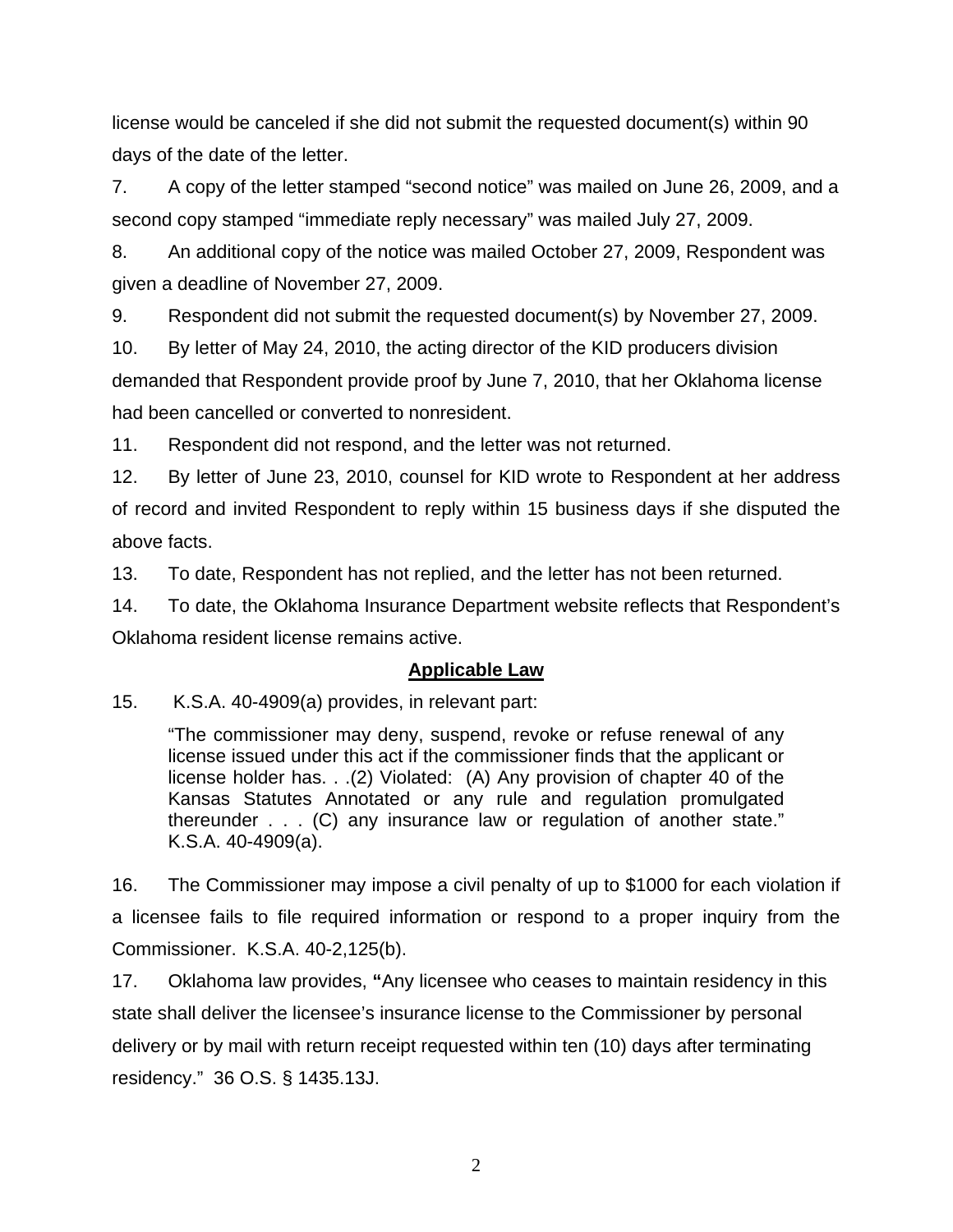license would be canceled if she did not submit the requested document(s) within 90 days of the date of the letter.

7. A copy of the letter stamped "second notice" was mailed on June 26, 2009, and a second copy stamped "immediate reply necessary" was mailed July 27, 2009.

8. An additional copy of the notice was mailed October 27, 2009, Respondent was given a deadline of November 27, 2009.

9. Respondent did not submit the requested document(s) by November 27, 2009.

10. By letter of May 24, 2010, the acting director of the KID producers division demanded that Respondent provide proof by June 7, 2010, that her Oklahoma license had been cancelled or converted to nonresident.

11. Respondent did not respond, and the letter was not returned.

12. By letter of June 23, 2010, counsel for KID wrote to Respondent at her address of record and invited Respondent to reply within 15 business days if she disputed the above facts.

13. To date, Respondent has not replied, and the letter has not been returned.

14. To date, the Oklahoma Insurance Department website reflects that Respondent's Oklahoma resident license remains active.

## Applicable Law

15. K.S.A. 40-4909(a) provides, in relevant part:

> "The commissioner may deny, suspend, revoke or refuse renewal of any license issued under this act if the commissioner finds that the applicant or license holder has. . .(2) Violated: (A) Any provision of chapter 40 of the Kansas Statutes Annotated or any rule and regulation promulgated thereunder . . . (C) any insurance law or regulation of another state." K.S.A. 40-4909(a).

16. The Commissioner may impose a civil penalty of up to $1000 for each violation if a licensee fails to file required information or respond to a proper inquiry from the Commissioner. K.S.A. 40-2,125(b).

17. Oklahoma law provides, **"**Any licensee who ceases to maintain residency in this state shall deliver the licensee's insurance license to the Commissioner by personal delivery or by mail with return receipt requested within ten (10) days after terminating residency." 36 O.S. § 1435.13J.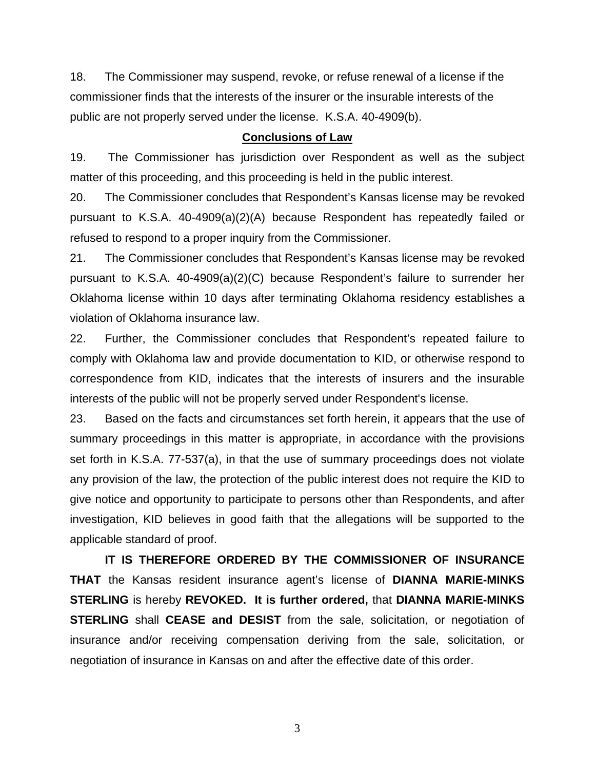18. The Commissioner may suspend, revoke, or refuse renewal of a license if the commissioner finds that the interests of the insurer or the insurable interests of the public are not properly served under the license. K.S.A. 40-4909(b).

## Conclusions of Law

19. The Commissioner has jurisdiction over Respondent as well as the subject matter of this proceeding, and this proceeding is held in the public interest.

20. The Commissioner concludes that Respondent's Kansas license may be revoked pursuant to K.S.A. 40-4909(a)(2)(A) because Respondent has repeatedly failed or refused to respond to a proper inquiry from the Commissioner.

21. The Commissioner concludes that Respondent's Kansas license may be revoked pursuant to K.S.A. 40-4909(a)(2)(C) because Respondent's failure to surrender her Oklahoma license within 10 days after terminating Oklahoma residency establishes a violation of Oklahoma insurance law.

22. Further, the Commissioner concludes that Respondent's repeated failure to comply with Oklahoma law and provide documentation to KID, or otherwise respond to correspondence from KID, indicates that the interests of insurers and the insurable interests of the public will not be properly served under Respondent's license.

23. Based on the facts and circumstances set forth herein, it appears that the use of summary proceedings in this matter is appropriate, in accordance with the provisions set forth in K.S.A. 77-537(a), in that the use of summary proceedings does not violate any provision of the law, the protection of the public interest does not require the KID to give notice and opportunity to participate to persons other than Respondents, and after investigation, KID believes in good faith that the allegations will be supported to the applicable standard of proof.

**IT IS THEREFORE ORDERED BY THE COMMISSIONER OF INSURANCE THAT** the Kansas resident insurance agent's license of **DIANNA MARIE-MINKS STERLING** is hereby **REVOKED. It is further ordered,** that **DIANNA MARIE-MINKS STERLING** shall **CEASE and DESIST** from the sale, solicitation, or negotiation of insurance and/or receiving compensation deriving from the sale, solicitation, or negotiation of insurance in Kansas on and after the effective date of this order.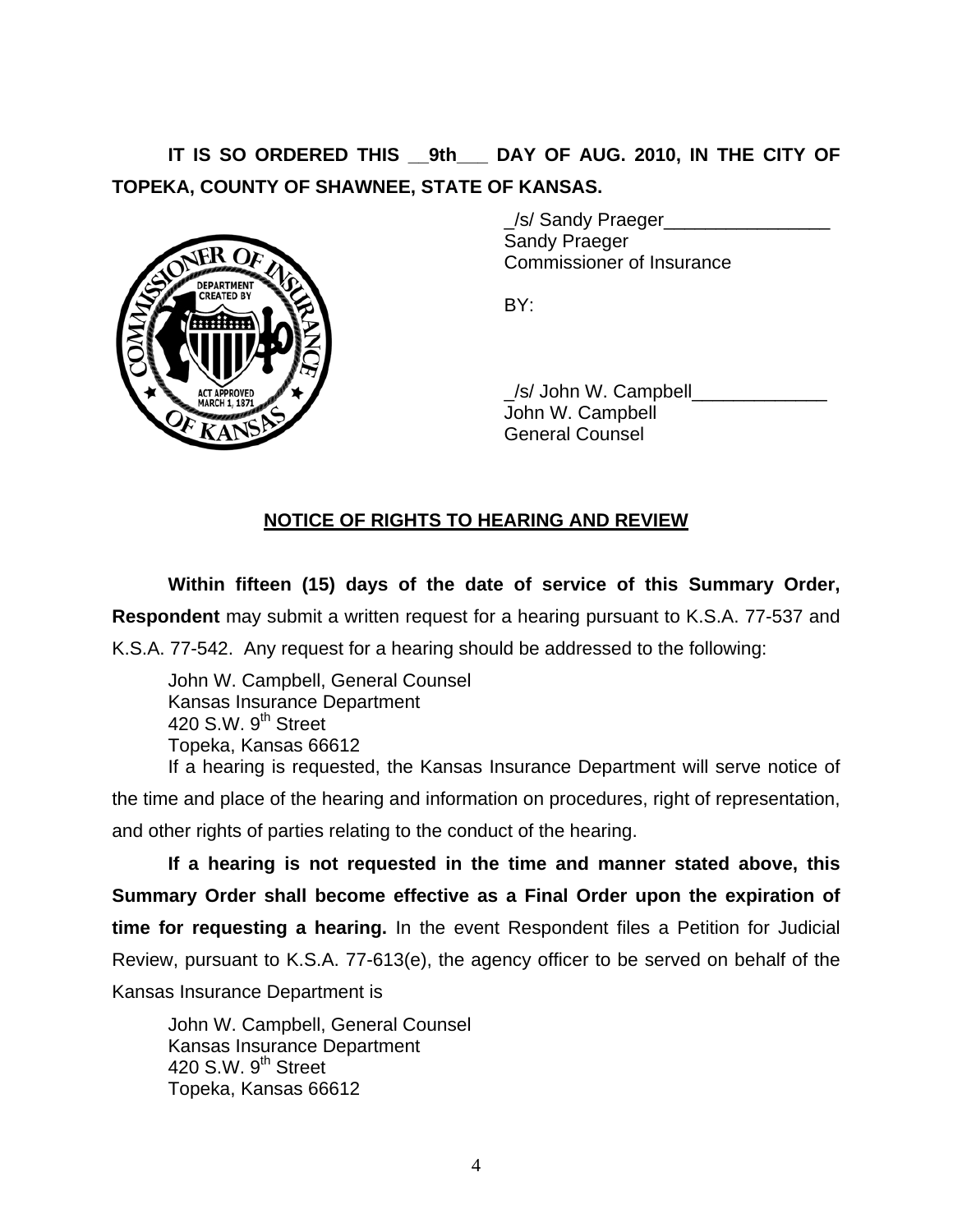**IT IS SO ORDERED THIS __9th___ DAY OF AUG. 2010, IN THE CITY OF TOPEKA, COUNTY OF SHAWNEE, STATE OF KANSAS.**

_/s/ Sandy Praeger________________
Sandy Praeger
Commissioner of Insurance

BY:

_/s/ John W. Campbell_____________
John W. Campbell
General Counsel

## NOTICE OF RIGHTS TO HEARING AND REVIEW

**Within fifteen (15) days of the date of service of this Summary Order, Respondent** may submit a written request for a hearing pursuant to K.S.A. 77-537 and K.S.A. 77-542. Any request for a hearing should be addressed to the following:

John W. Campbell, General Counsel
Kansas Insurance Department
420 S.W. 9th Street
Topeka, Kansas 66612

If a hearing is requested, the Kansas Insurance Department will serve notice of the time and place of the hearing and information on procedures, right of representation, and other rights of parties relating to the conduct of the hearing.

**If a hearing is not requested in the time and manner stated above, this Summary Order shall become effective as a Final Order upon the expiration of time for requesting a hearing.** In the event Respondent files a Petition for Judicial Review, pursuant to K.S.A. 77-613(e), the agency officer to be served on behalf of the Kansas Insurance Department is

John W. Campbell, General Counsel
Kansas Insurance Department
420 S.W. 9th Street
Topeka, Kansas 66612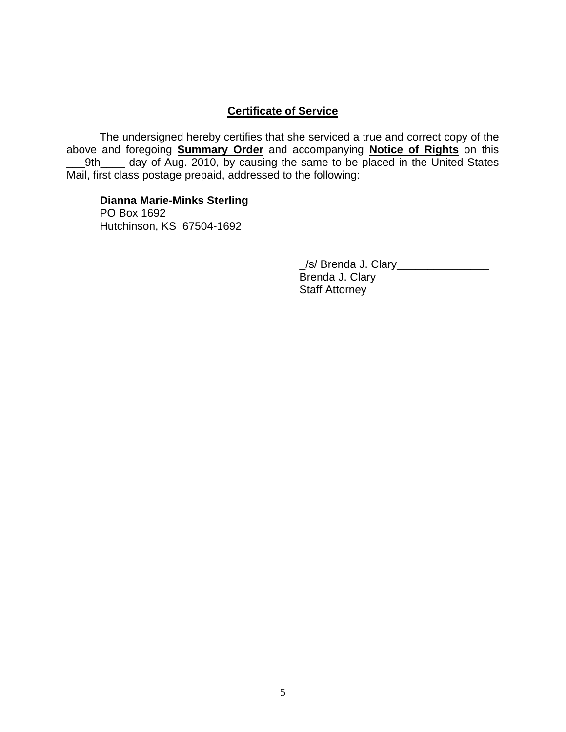## **Certificate of Service**

The undersigned hereby certifies that she serviced a true and correct copy of the above and foregoing **Summary Order** and accompanying **Notice of Rights** on this ___9th____ day of Aug. 2010, by causing the same to be placed in the United States Mail, first class postage prepaid, addressed to the following:

**Dianna Marie-Minks Sterling**
PO Box 1692
Hutchinson, KS 67504-1692

_/s/ Brenda J. Clary_______________
Brenda J. Clary
Staff Attorney